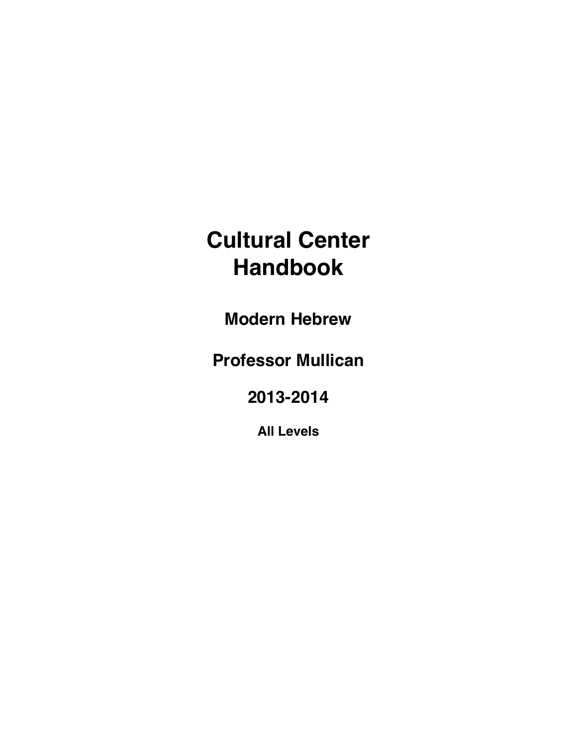# Cultural Center Handbook

## Modern Hebrew

## Professor Mullican

## 2013-2014

### All Levels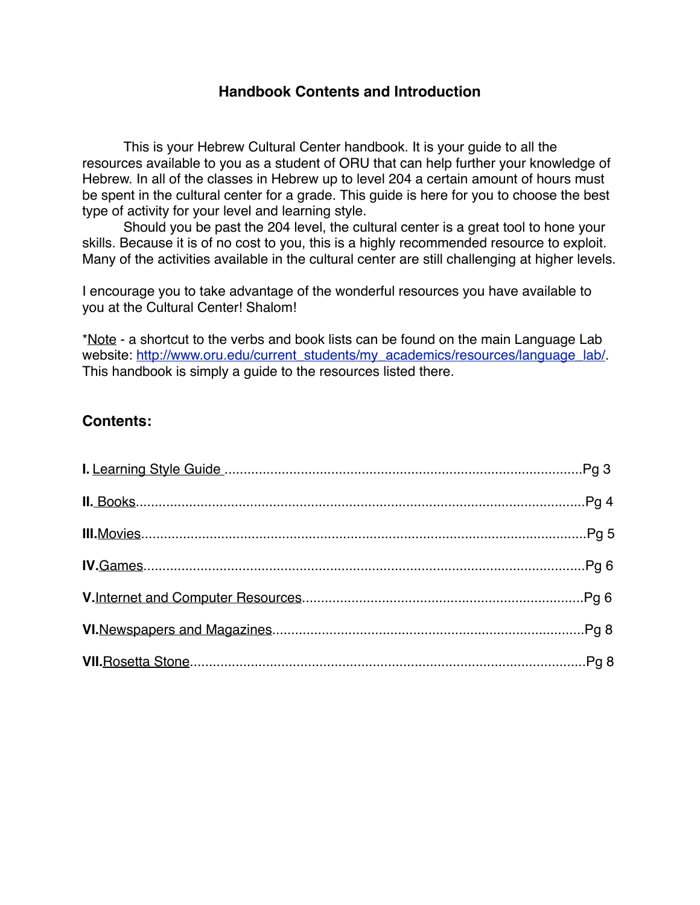## Handbook Contents and Introduction

This is your Hebrew Cultural Center handbook. It is your guide to all the resources available to you as a student of ORU that can help further your knowledge of Hebrew. In all of the classes in Hebrew up to level 204 a certain amount of hours must be spent in the cultural center for a grade. This guide is here for you to choose the best type of activity for your level and learning style.

Should you be past the 204 level, the cultural center is a great tool to hone your skills. Because it is of no cost to you, this is a highly recommended resource to exploit. Many of the activities available in the cultural center are still challenging at higher levels.

I encourage you to take advantage of the wonderful resources you have available to you at the Cultural Center! Shalom!

*Note - a shortcut to the verbs and book lists can be found on the main Language Lab website: http://www.oru.edu/current_students/my_academics/resources/language_lab/. This handbook is simply a guide to the resources listed there.

### Contents:

**I.** Learning Style Guide ........................................ Pg 3

**II.** Books ........................................ Pg 4

**III.** Movies ........................................ Pg 5

**IV.** Games ........................................ Pg 6

**V.** Internet and Computer Resources ........................................ Pg 6

**VI.** Newspapers and Magazines ........................................ Pg 8

**VII.** Rosetta Stone ........................................ Pg 8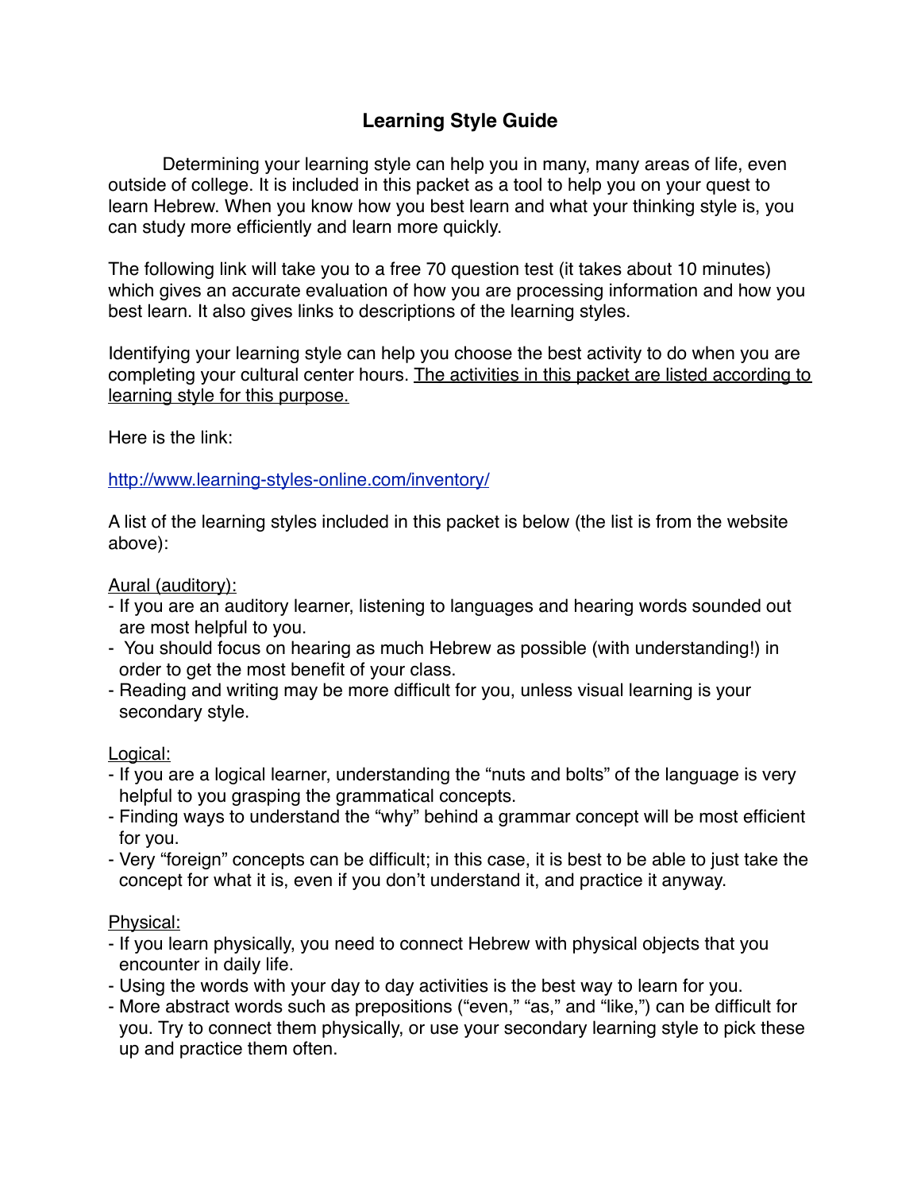# Learning Style Guide

Determining your learning style can help you in many, many areas of life, even outside of college. It is included in this packet as a tool to help you on your quest to learn Hebrew. When you know how you best learn and what your thinking style is, you can study more efficiently and learn more quickly.

The following link will take you to a free 70 question test (it takes about 10 minutes) which gives an accurate evaluation of how you are processing information and how you best learn. It also gives links to descriptions of the learning styles.

Identifying your learning style can help you choose the best activity to do when you are completing your cultural center hours. The activities in this packet are listed according to learning style for this purpose.

Here is the link:

[http://www.learning-styles-online.com/inventory/](http://www.learning-styles-online.com/inventory/)

A list of the learning styles included in this packet is below (the list is from the website above):

Aural (auditory):

- If you are an auditory learner, listening to languages and hearing words sounded out are most helpful to you.
- You should focus on hearing as much Hebrew as possible (with understanding!) in order to get the most benefit of your class.
- Reading and writing may be more difficult for you, unless visual learning is your secondary style.

Logical:

- If you are a logical learner, understanding the "nuts and bolts" of the language is very helpful to you grasping the grammatical concepts.
- Finding ways to understand the "why" behind a grammar concept will be most efficient for you.
- Very "foreign" concepts can be difficult; in this case, it is best to be able to just take the concept for what it is, even if you don't understand it, and practice it anyway.

Physical:

- If you learn physically, you need to connect Hebrew with physical objects that you encounter in daily life.
- Using the words with your day to day activities is the best way to learn for you.
- More abstract words such as prepositions ("even," "as," and "like,") can be difficult for you. Try to connect them physically, or use your secondary learning style to pick these up and practice them often.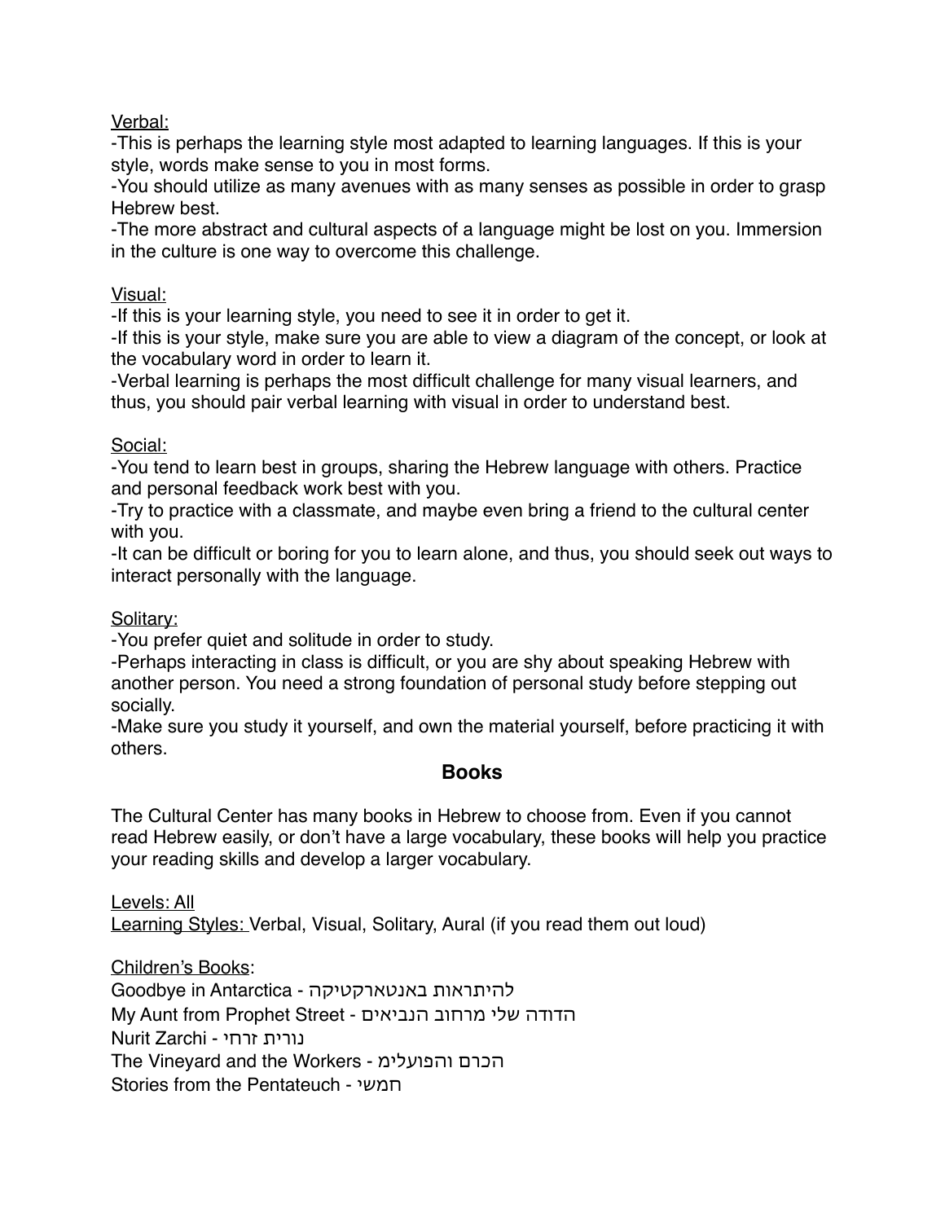Verbal:

-This is perhaps the learning style most adapted to learning languages. If this is your style, words make sense to you in most forms.

-You should utilize as many avenues with as many senses as possible in order to grasp Hebrew best.

-The more abstract and cultural aspects of a language might be lost on you. Immersion in the culture is one way to overcome this challenge.

Visual:

-If this is your learning style, you need to see it in order to get it.

-If this is your style, make sure you are able to view a diagram of the concept, or look at the vocabulary word in order to learn it.

-Verbal learning is perhaps the most difficult challenge for many visual learners, and thus, you should pair verbal learning with visual in order to understand best.

Social:

-You tend to learn best in groups, sharing the Hebrew language with others. Practice and personal feedback work best with you.

-Try to practice with a classmate, and maybe even bring a friend to the cultural center with you.

-It can be difficult or boring for you to learn alone, and thus, you should seek out ways to interact personally with the language.

Solitary:

-You prefer quiet and solitude in order to study.

-Perhaps interacting in class is difficult, or you are shy about speaking Hebrew with another person. You need a strong foundation of personal study before stepping out socially.

-Make sure you study it yourself, and own the material yourself, before practicing it with others.

## Books

The Cultural Center has many books in Hebrew to choose from. Even if you cannot read Hebrew easily, or don't have a large vocabulary, these books will help you practice your reading skills and develop a larger vocabulary.

Levels: All

Learning Styles: Verbal, Visual, Solitary, Aural (if you read them out loud)

Children's Books:

Goodbye in Antarctica - להיתראות באנטארקטיקה

My Aunt from Prophet Street - הדודה שלי מרחוב הנביאים

Nurit Zarchi - נורית זרחי

The Vineyard and the Workers - הכרם והפועלימ

Stories from the Pentateuch - חמשי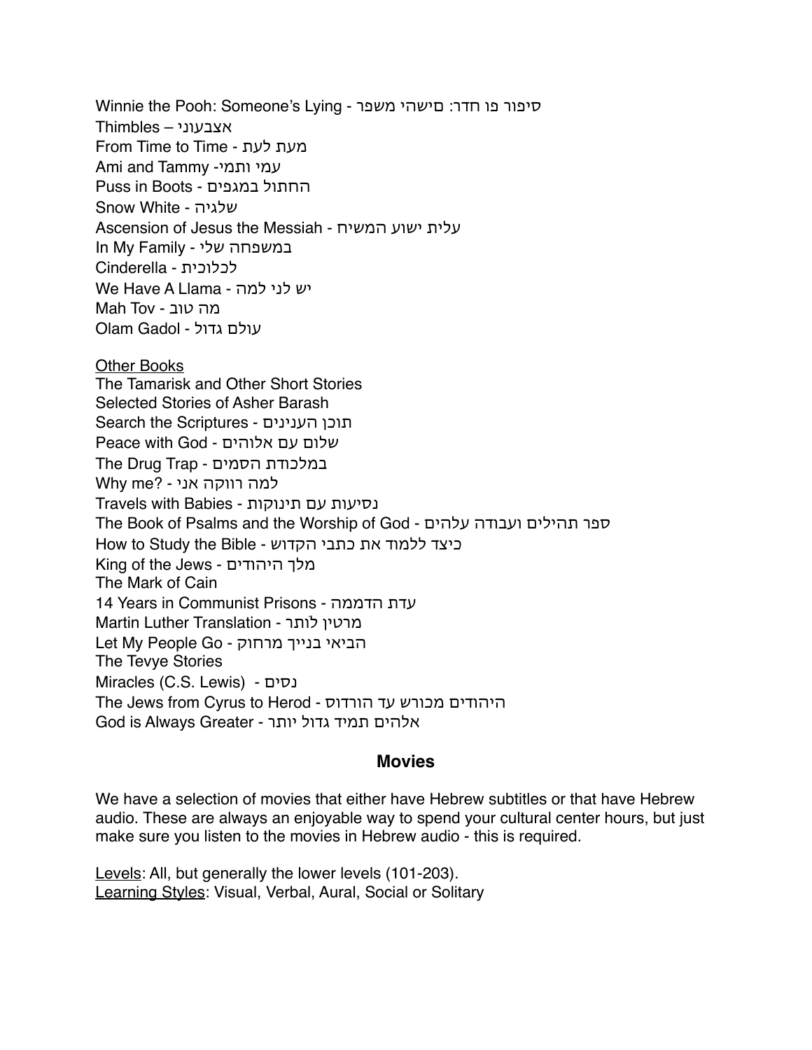Winnie the Pooh: Someone's Lying - סיפור פו חדר: סישהי משפר
Thimbles – אצבעוני
From Time to Time - מעת לעת
Ami and Tammy -עמי ותמי
Puss in Boots - החתול במגפים
Snow White - שלגיה
Ascension of Jesus the Messiah - עלית ישוע המשיח
In My Family - במשפחה שלי
Cinderella - לכלוכית
We Have A Llama - יש לני למה
Mah Tov - מה טוב
Olam Gadol - עולם גדול

<u>Other Books</u>
The Tamarisk and Other Short Stories
Selected Stories of Asher Barash
Search the Scriptures - תוכן הענינים
Peace with God - שלום עם אלוהים
The Drug Trap - במלכודת הסמים
Why me? - למה רווקה אני
Travels with Babies - נסיעות עם תינוקות
The Book of Psalms and the Worship of God - ספר תהילים ועבודה עלהים
How to Study the Bible - כיצד ללמוד את כתבי הקדוש
King of the Jews - מלך היהודים
The Mark of Cain
14 Years in Communist Prisons - עדת הדממה
Martin Luther Translation - מרטין לוֹתר
Let My People Go - הביאי בנייך מרחוק
The Tevye Stories
Miracles (C.S. Lewis) - נסים
The Jews from Cyrus to Herod - היהודים מכורש עד הורדוס
God is Always Greater - אלהים תמיד גדול יותר

## Movies

We have a selection of movies that either have Hebrew subtitles or that have Hebrew audio. These are always an enjoyable way to spend your cultural center hours, but just make sure you listen to the movies in Hebrew audio - this is required.

<u>Levels</u>: All, but generally the lower levels (101-203).
<u>Learning Styles</u>: Visual, Verbal, Aural, Social or Solitary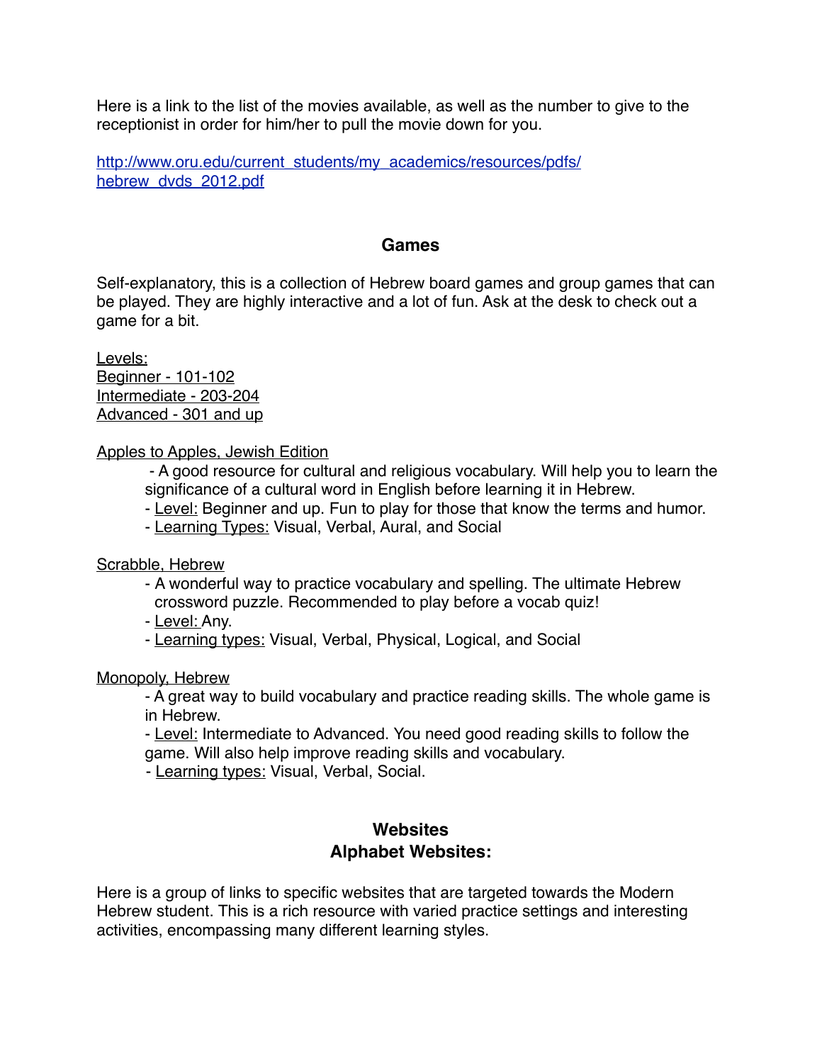Here is a link to the list of the movies available, as well as the number to give to the receptionist in order for him/her to pull the movie down for you.

http://www.oru.edu/current_students/my_academics/resources/pdfs/hebrew_dvds_2012.pdf

## Games

Self-explanatory, this is a collection of Hebrew board games and group games that can be played. They are highly interactive and a lot of fun. Ask at the desk to check out a game for a bit.

Levels:
Beginner - 101-102
Intermediate - 203-204
Advanced - 301 and up

Apples to Apples, Jewish Edition

- A good resource for cultural and religious vocabulary. Will help you to learn the significance of a cultural word in English before learning it in Hebrew.
- Level: Beginner and up. Fun to play for those that know the terms and humor.
- Learning Types: Visual, Verbal, Aural, and Social

Scrabble, Hebrew

- A wonderful way to practice vocabulary and spelling. The ultimate Hebrew crossword puzzle. Recommended to play before a vocab quiz!
- Level: Any.
- Learning types: Visual, Verbal, Physical, Logical, and Social

Monopoly, Hebrew

- A great way to build vocabulary and practice reading skills. The whole game is in Hebrew.
- Level: Intermediate to Advanced. You need good reading skills to follow the game. Will also help improve reading skills and vocabulary.
- Learning types: Visual, Verbal, Social.

## Websites
### Alphabet Websites:

Here is a group of links to specific websites that are targeted towards the Modern Hebrew student. This is a rich resource with varied practice settings and interesting activities, encompassing many different learning styles.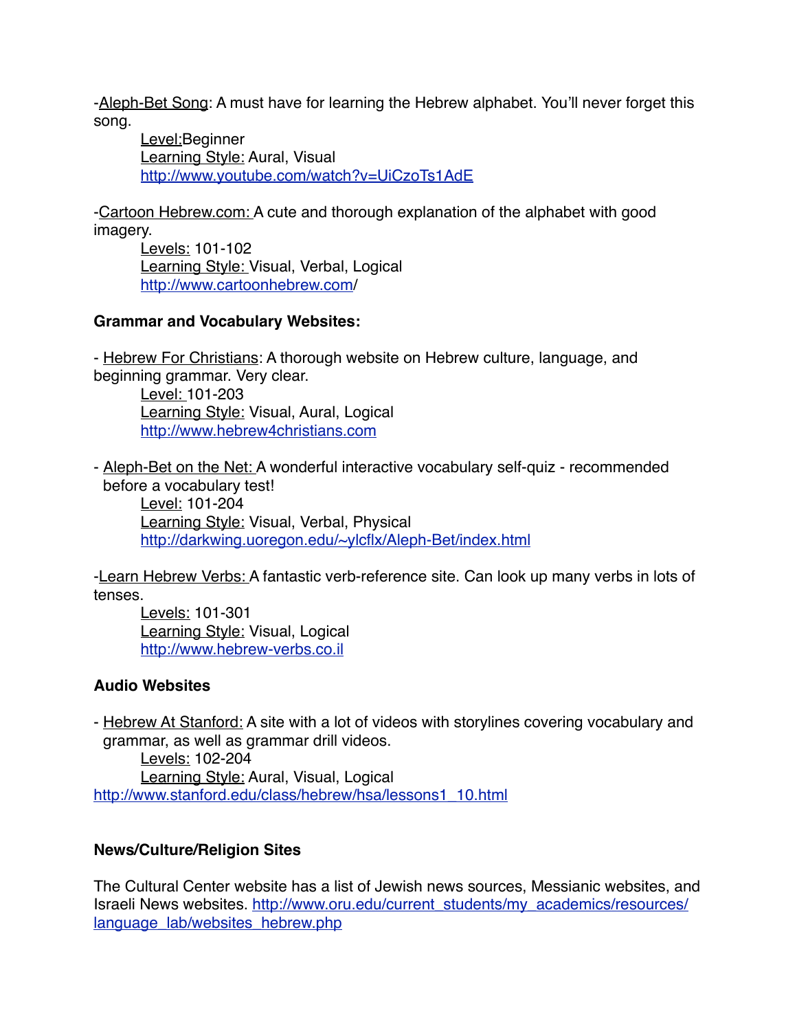-Aleph-Bet Song: A must have for learning the Hebrew alphabet. You'll never forget this song.

> Level: Beginner
> Learning Style: Aural, Visual
> http://www.youtube.com/watch?v=UiCzoTs1AdE

-Cartoon Hebrew.com: A cute and thorough explanation of the alphabet with good imagery.

> Levels: 101-102
> Learning Style: Visual, Verbal, Logical
> http://www.cartoonhebrew.com/

**Grammar and Vocabulary Websites:**

- Hebrew For Christians: A thorough website on Hebrew culture, language, and beginning grammar. Very clear.

> Level: 101-203
> Learning Style: Visual, Aural, Logical
> http://www.hebrew4christians.com

- Aleph-Bet on the Net: A wonderful interactive vocabulary self-quiz - recommended before a vocabulary test!

> Level: 101-204
> Learning Style: Visual, Verbal, Physical
> http://darkwing.uoregon.edu/~ylcflx/Aleph-Bet/index.html

-Learn Hebrew Verbs: A fantastic verb-reference site. Can look up many verbs in lots of tenses.

> Levels: 101-301
> Learning Style: Visual, Logical
> http://www.hebrew-verbs.co.il

**Audio Websites**

- Hebrew At Stanford: A site with a lot of videos with storylines covering vocabulary and grammar, as well as grammar drill videos.

> Levels: 102-204
> Learning Style: Aural, Visual, Logical

http://www.stanford.edu/class/hebrew/hsa/lessons1_10.html

**News/Culture/Religion Sites**

The Cultural Center website has a list of Jewish news sources, Messianic websites, and Israeli News websites. http://www.oru.edu/current_students/my_academics/resources/language_lab/websites_hebrew.php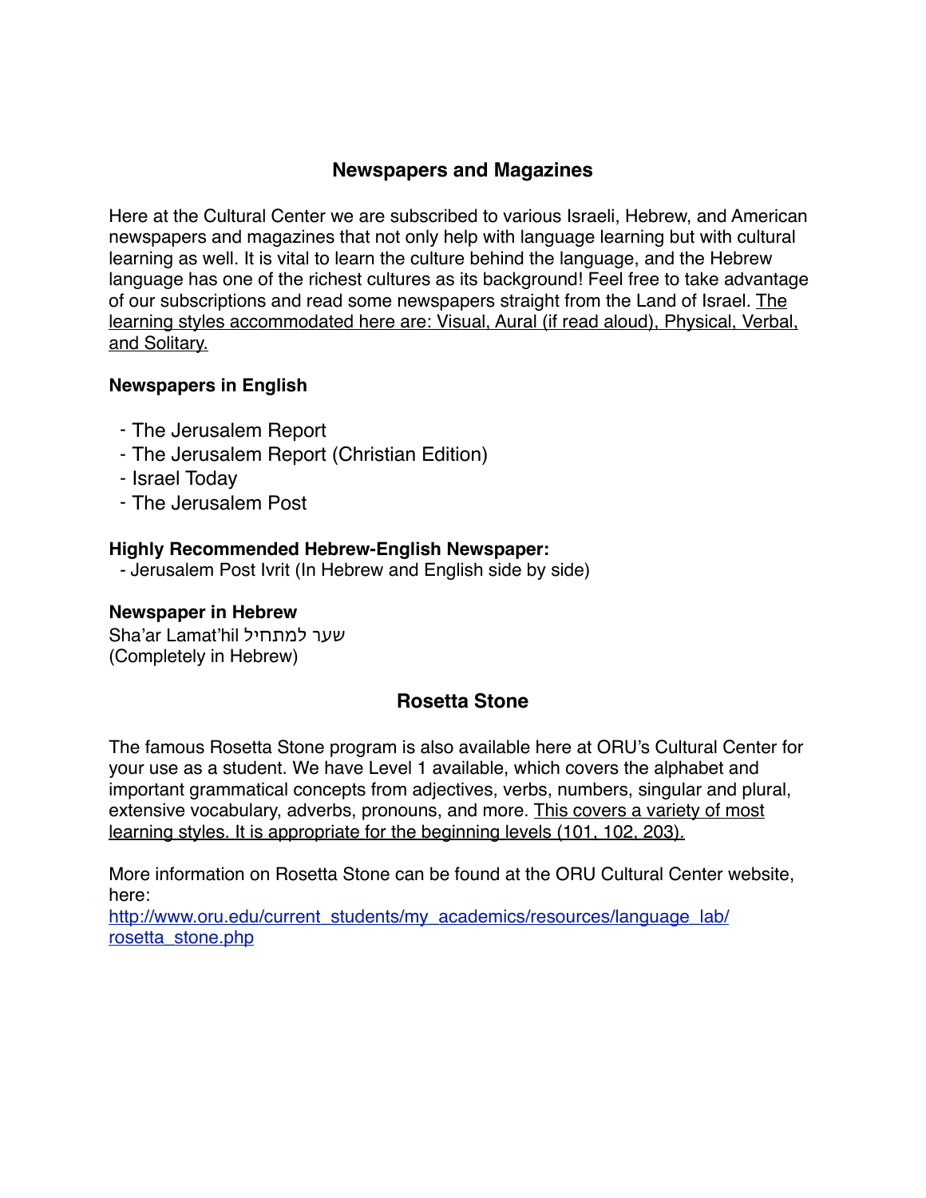## Newspapers and Magazines

Here at the Cultural Center we are subscribed to various Israeli, Hebrew, and American newspapers and magazines that not only help with language learning but with cultural learning as well. It is vital to learn the culture behind the language, and the Hebrew language has one of the richest cultures as its background! Feel free to take advantage of our subscriptions and read some newspapers straight from the Land of Israel. The learning styles accommodated here are: Visual, Aural (if read aloud), Physical, Verbal, and Solitary.

**Newspapers in English**

- The Jerusalem Report
- The Jerusalem Report (Christian Edition)
- Israel Today
- The Jerusalem Post

**Highly Recommended Hebrew-English Newspaper:**

- Jerusalem Post Ivrit (In Hebrew and English side by side)

**Newspaper in Hebrew**

Sha'ar Lamat'hil שער למתחיל
(Completely in Hebrew)

## Rosetta Stone

The famous Rosetta Stone program is also available here at ORU's Cultural Center for your use as a student. We have Level 1 available, which covers the alphabet and important grammatical concepts from adjectives, verbs, numbers, singular and plural, extensive vocabulary, adverbs, pronouns, and more. This covers a variety of most learning styles. It is appropriate for the beginning levels (101, 102, 203).

More information on Rosetta Stone can be found at the ORU Cultural Center website, here:
http://www.oru.edu/current_students/my_academics/resources/language_lab/rosetta_stone.php